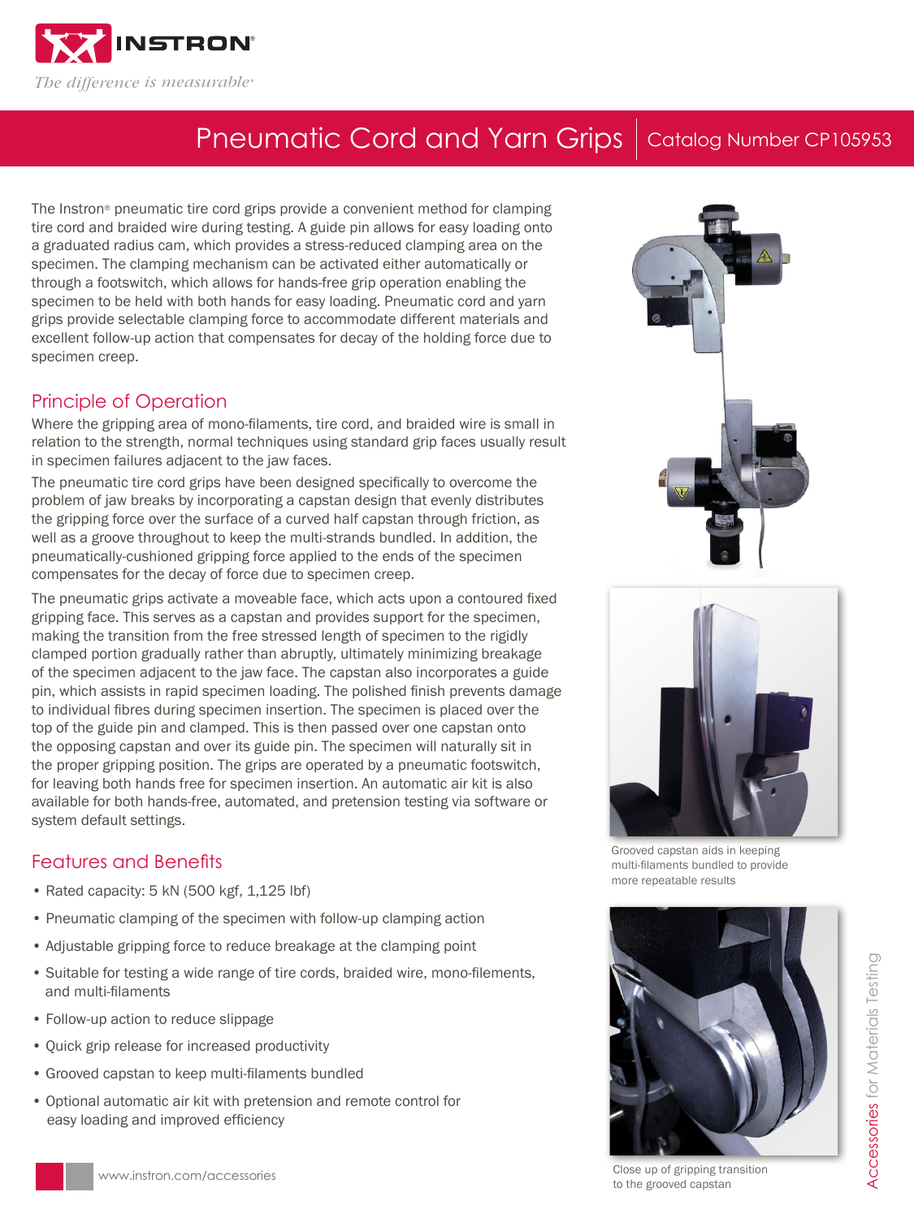# Pneumatic Cord and Yarn Grips

Catalog Number CP105953

The Instron® pneumatic tire cord grips provide a convenient method for clamping tire cord and braided wire during testing. A guide pin allows for easy loading onto a graduated radius cam, which provides a stress-reduced clamping area on the specimen. The clamping mechanism can be activated either automatically or through a footswitch, which allows for hands-free grip operation enabling the specimen to be held with both hands for easy loading. Pneumatic cord and yarn grips provide selectable clamping force to accommodate different materials and excellent follow-up action that compensates for decay of the holding force due to specimen creep.

## Principle of Operation

Where the gripping area of mono-filaments, tire cord, and braided wire is small in relation to the strength, normal techniques using standard grip faces usually result in specimen failures adjacent to the jaw faces.

The pneumatic tire cord grips have been designed specifically to overcome the problem of jaw breaks by incorporating a capstan design that evenly distributes the gripping force over the surface of a curved half capstan through friction, as well as a groove throughout to keep the multi-strands bundled. In addition, the pneumatically-cushioned gripping force applied to the ends of the specimen compensates for the decay of force due to specimen creep.

The pneumatic grips activate a moveable face, which acts upon a contoured fixed gripping face. This serves as a capstan and provides support for the specimen, making the transition from the free stressed length of specimen to the rigidly clamped portion gradually rather than abruptly, ultimately minimizing breakage of the specimen adjacent to the jaw face. The capstan also incorporates a guide pin, which assists in rapid specimen loading. The polished finish prevents damage to individual fibres during specimen insertion. The specimen is placed over the top of the guide pin and clamped. This is then passed over one capstan onto the opposing capstan and over its guide pin. The specimen will naturally sit in the proper gripping position. The grips are operated by a pneumatic footswitch, for leaving both hands free for specimen insertion. An automatic air kit is also available for both hands-free, automated, and pretension testing via software or system default settings.

## Features and Benefits

- Rated capacity: 5 kN (500 kgf, 1,125 lbf)
- Pneumatic clamping of the specimen with follow-up clamping action
- Adjustable gripping force to reduce breakage at the clamping point
- Suitable for testing a wide range of tire cords, braided wire, mono-filements, and multi-filaments
- Follow-up action to reduce slippage
- Quick grip release for increased productivity
- Grooved capstan to keep multi-filaments bundled
- Optional automatic air kit with pretension and remote control for easy loading and improved efficiency

Grooved capstan aids in keeping multi-filaments bundled to provide more repeatable results

Close up of gripping transition to the grooved capstan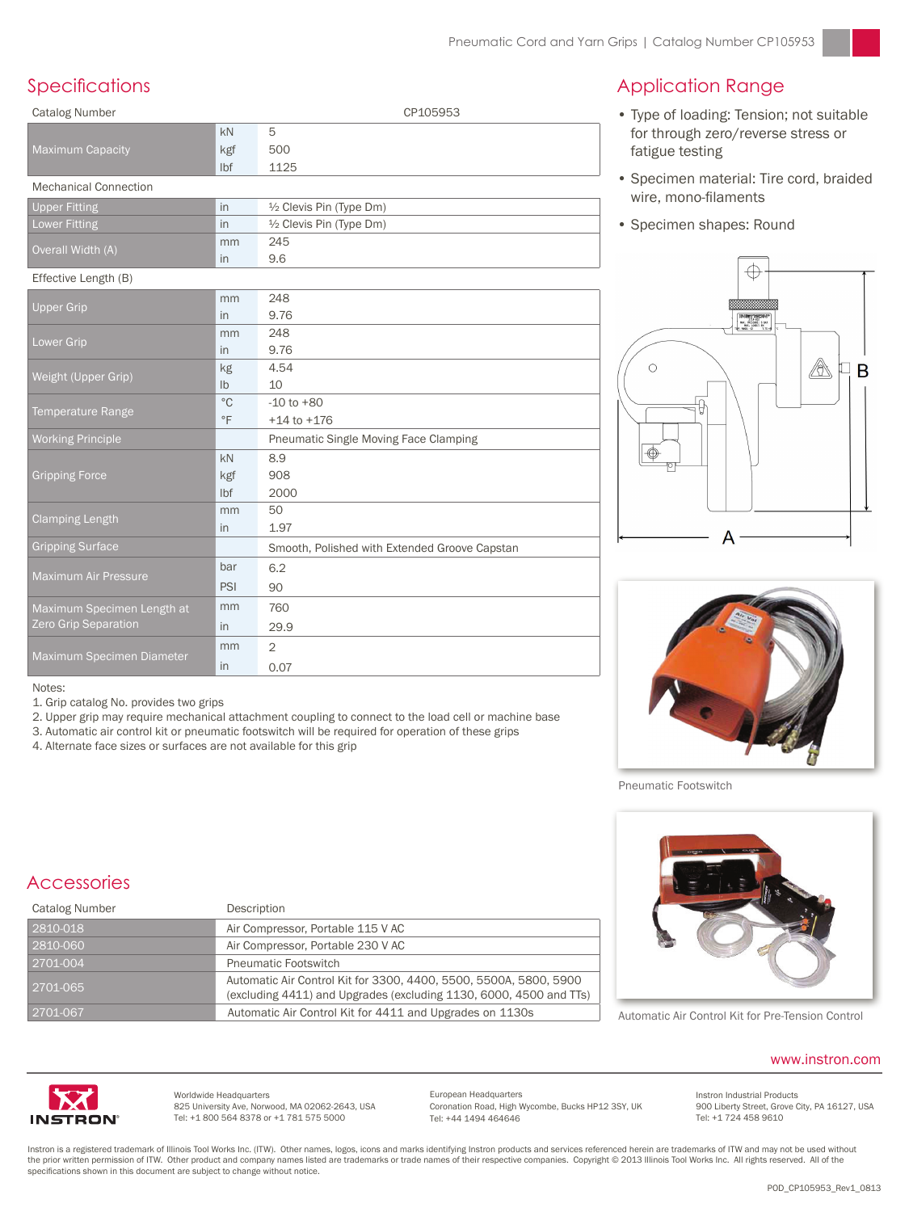## Specifications

| Catalog Number | | CP105953 |
|---|---|---|
| Maximum Capacity | kN | 5 |
| | kgf | 500 |
| | lbf | 1125 |
| Mechanical Connection | | |
| Upper Fitting | in | ½ Clevis Pin (Type Dm) |
| Lower Fitting | in | ½ Clevis Pin (Type Dm) |
| Overall Width (A) | mm | 245 |
| | in | 9.6 |
| Effective Length (B) | | |
| Upper Grip | mm | 248 |
| | in | 9.76 |
| Lower Grip | mm | 248 |
| | in | 9.76 |
| Weight (Upper Grip) | kg | 4.54 |
| | lb | 10 |
| Temperature Range | °C | -10 to +80 |
| | °F | +14 to +176 |
| Working Principle | | Pneumatic Single Moving Face Clamping |
| Gripping Force | kN | 8.9 |
| | kgf | 908 |
| | lbf | 2000 |
| Clamping Length | mm | 50 |
| | in | 1.97 |
| Gripping Surface | | Smooth, Polished with Extended Groove Capstan |
| Maximum Air Pressure | bar | 6.2 |
| | PSI | 90 |
| Maximum Specimen Length at Zero Grip Separation | mm | 760 |
| | in | 29.9 |
| Maximum Specimen Diameter | mm | 2 |
| | in | 0.07 |

Notes:
1. Grip catalog No. provides two grips
2. Upper grip may require mechanical attachment coupling to connect to the load cell or machine base
3. Automatic air control kit or pneumatic footswitch will be required for operation of these grips
4. Alternate face sizes or surfaces are not available for this grip

## Application Range

- Type of loading: Tension; not suitable for through zero/reverse stress or fatigue testing
- Specimen material: Tire cord, braided wire, mono-filaments
- Specimen shapes: Round

B

A

Pneumatic Footswitch

Automatic Air Control Kit for Pre-Tension Control

## Accessories

| Catalog Number | Description |
|---|---|
| 2810-018 | Air Compressor, Portable 115 V AC |
| 2810-060 | Air Compressor, Portable 230 V AC |
| 2701-004 | Pneumatic Footswitch |
| 2701-065 | Automatic Air Control Kit for 3300, 4400, 5500, 5500A, 5800, 5900 (excluding 4411) and Upgrades (excluding 1130, 6000, 4500 and TTs) |
| 2701-067 | Automatic Air Control Kit for 4411 and Upgrades on 1130s |

www.instron.com

INSTRON

Worldwide Headquarters
825 University Ave, Norwood, MA 02062-2643, USA
Tel: +1 800 564 8378 or +1 781 575 5000

European Headquarters
Coronation Road, High Wycombe, Bucks HP12 3SY, UK
Tel: +44 1494 464646

Instron Industrial Products
900 Liberty Street, Grove City, PA 16127, USA
Tel: +1 724 458 9610

Instron is a registered trademark of Illinois Tool Works Inc. (ITW). Other names, logos, icons and marks identifying Instron products and services referenced herein are trademarks of ITW and may not be used without the prior written permission of ITW. Other product and company names listed are trademarks or trade names of their respective companies. Copyright © 2013 Illinois Tool Works Inc. All rights reserved. All of the specifications shown in this document are subject to change without notice.

POD_CP105953_Rev1_0813